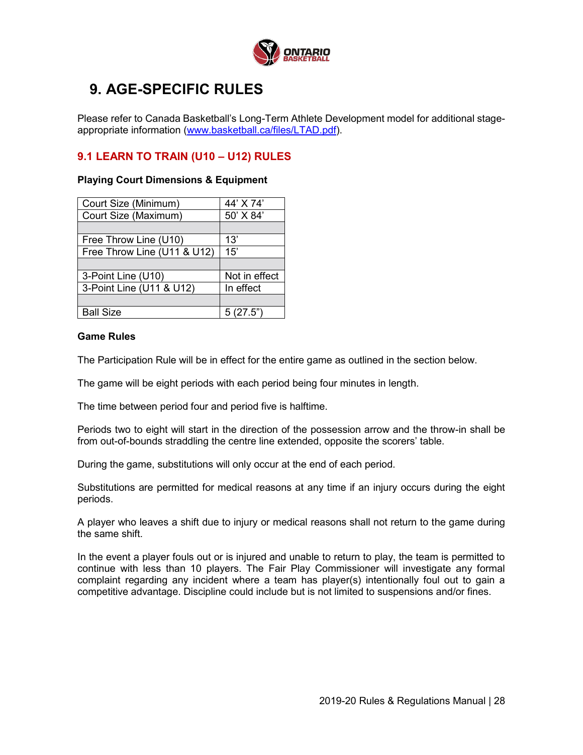# 9. AGE-SPECIFIC RULES

Please refer to Canada Basketball's Long-Term Athlete Development model for additional stage-appropriate information (www.basketball.ca/files/LTAD.pdf).

## 9.1 LEARN TO TRAIN (U10 – U12) RULES

**Playing Court Dimensions & Equipment**

| Court Size (Minimum) | 44' X 74' |
|---|---|
| Court Size (Maximum) | 50' X 84' |
| | |
| Free Throw Line (U10) | 13' |
| Free Throw Line (U11 & U12) | 15' |
| | |
| 3-Point Line (U10) | Not in effect |
| 3-Point Line (U11 & U12) | In effect |
| | |
| Ball Size | 5 (27.5") |

**Game Rules**

The Participation Rule will be in effect for the entire game as outlined in the section below.

The game will be eight periods with each period being four minutes in length.

The time between period four and period five is halftime.

Periods two to eight will start in the direction of the possession arrow and the throw-in shall be from out-of-bounds straddling the centre line extended, opposite the scorers' table.

During the game, substitutions will only occur at the end of each period.

Substitutions are permitted for medical reasons at any time if an injury occurs during the eight periods.

A player who leaves a shift due to injury or medical reasons shall not return to the game during the same shift.

In the event a player fouls out or is injured and unable to return to play, the team is permitted to continue with less than 10 players. The Fair Play Commissioner will investigate any formal complaint regarding any incident where a team has player(s) intentionally foul out to gain a competitive advantage. Discipline could include but is not limited to suspensions and/or fines.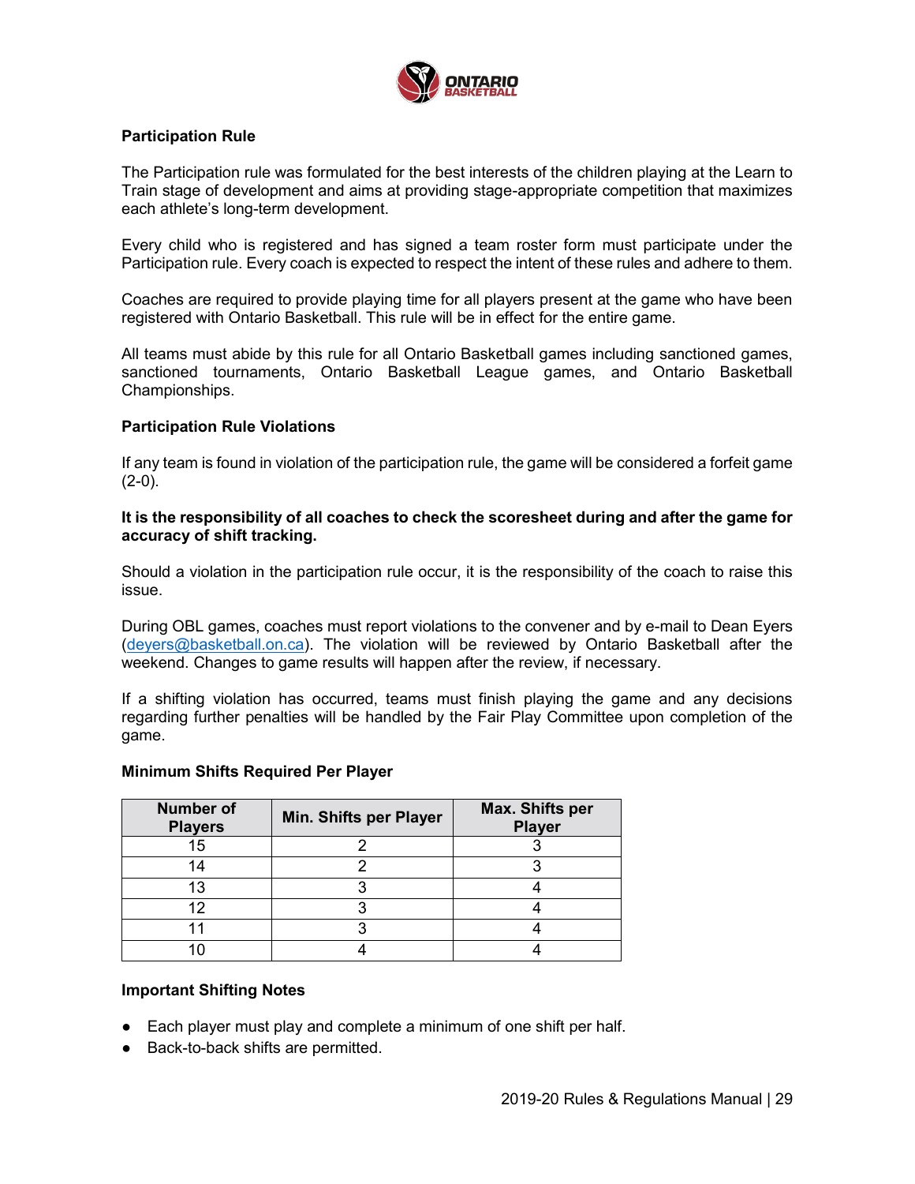## Participation Rule

The Participation rule was formulated for the best interests of the children playing at the Learn to Train stage of development and aims at providing stage-appropriate competition that maximizes each athlete's long-term development.

Every child who is registered and has signed a team roster form must participate under the Participation rule. Every coach is expected to respect the intent of these rules and adhere to them.

Coaches are required to provide playing time for all players present at the game who have been registered with Ontario Basketball. This rule will be in effect for the entire game.

All teams must abide by this rule for all Ontario Basketball games including sanctioned games, sanctioned tournaments, Ontario Basketball League games, and Ontario Basketball Championships.

## Participation Rule Violations

If any team is found in violation of the participation rule, the game will be considered a forfeit game (2-0).

**It is the responsibility of all coaches to check the scoresheet during and after the game for accuracy of shift tracking.**

Should a violation in the participation rule occur, it is the responsibility of the coach to raise this issue.

During OBL games, coaches must report violations to the convener and by e-mail to Dean Eyers (deyers@basketball.on.ca). The violation will be reviewed by Ontario Basketball after the weekend. Changes to game results will happen after the review, if necessary.

If a shifting violation has occurred, teams must finish playing the game and any decisions regarding further penalties will be handled by the Fair Play Committee upon completion of the game.

## Minimum Shifts Required Per Player

| Number of Players | Min. Shifts per Player | Max. Shifts per Player |
|---|---|---|
| 15 | 2 | 3 |
| 14 | 2 | 3 |
| 13 | 3 | 4 |
| 12 | 3 | 4 |
| 11 | 3 | 4 |
| 10 | 4 | 4 |

## Important Shifting Notes

- Each player must play and complete a minimum of one shift per half.
- Back-to-back shifts are permitted.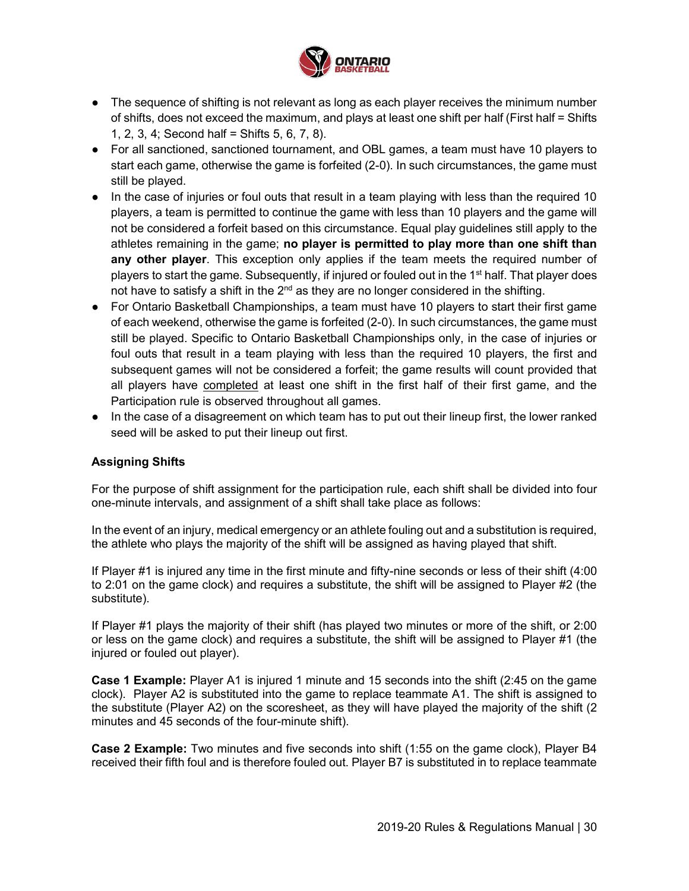- The sequence of shifting is not relevant as long as each player receives the minimum number of shifts, does not exceed the maximum, and plays at least one shift per half (First half = Shifts 1, 2, 3, 4; Second half = Shifts 5, 6, 7, 8).
- For all sanctioned, sanctioned tournament, and OBL games, a team must have 10 players to start each game, otherwise the game is forfeited (2-0). In such circumstances, the game must still be played.
- In the case of injuries or foul outs that result in a team playing with less than the required 10 players, a team is permitted to continue the game with less than 10 players and the game will not be considered a forfeit based on this circumstance. Equal play guidelines still apply to the athletes remaining in the game; **no player is permitted to play more than one shift than any other player**. This exception only applies if the team meets the required number of players to start the game. Subsequently, if injured or fouled out in the 1st half. That player does not have to satisfy a shift in the 2nd as they are no longer considered in the shifting.
- For Ontario Basketball Championships, a team must have 10 players to start their first game of each weekend, otherwise the game is forfeited (2-0). In such circumstances, the game must still be played. Specific to Ontario Basketball Championships only, in the case of injuries or foul outs that result in a team playing with less than the required 10 players, the first and subsequent games will not be considered a forfeit; the game results will count provided that all players have completed at least one shift in the first half of their first game, and the Participation rule is observed throughout all games.
- In the case of a disagreement on which team has to put out their lineup first, the lower ranked seed will be asked to put their lineup out first.

**Assigning Shifts**

For the purpose of shift assignment for the participation rule, each shift shall be divided into four one-minute intervals, and assignment of a shift shall take place as follows:

In the event of an injury, medical emergency or an athlete fouling out and a substitution is required, the athlete who plays the majority of the shift will be assigned as having played that shift.

If Player #1 is injured any time in the first minute and fifty-nine seconds or less of their shift (4:00 to 2:01 on the game clock) and requires a substitute, the shift will be assigned to Player #2 (the substitute).

If Player #1 plays the majority of their shift (has played two minutes or more of the shift, or 2:00 or less on the game clock) and requires a substitute, the shift will be assigned to Player #1 (the injured or fouled out player).

**Case 1 Example:** Player A1 is injured 1 minute and 15 seconds into the shift (2:45 on the game clock). Player A2 is substituted into the game to replace teammate A1. The shift is assigned to the substitute (Player A2) on the scoresheet, as they will have played the majority of the shift (2 minutes and 45 seconds of the four-minute shift).

**Case 2 Example:** Two minutes and five seconds into shift (1:55 on the game clock), Player B4 received their fifth foul and is therefore fouled out. Player B7 is substituted in to replace teammate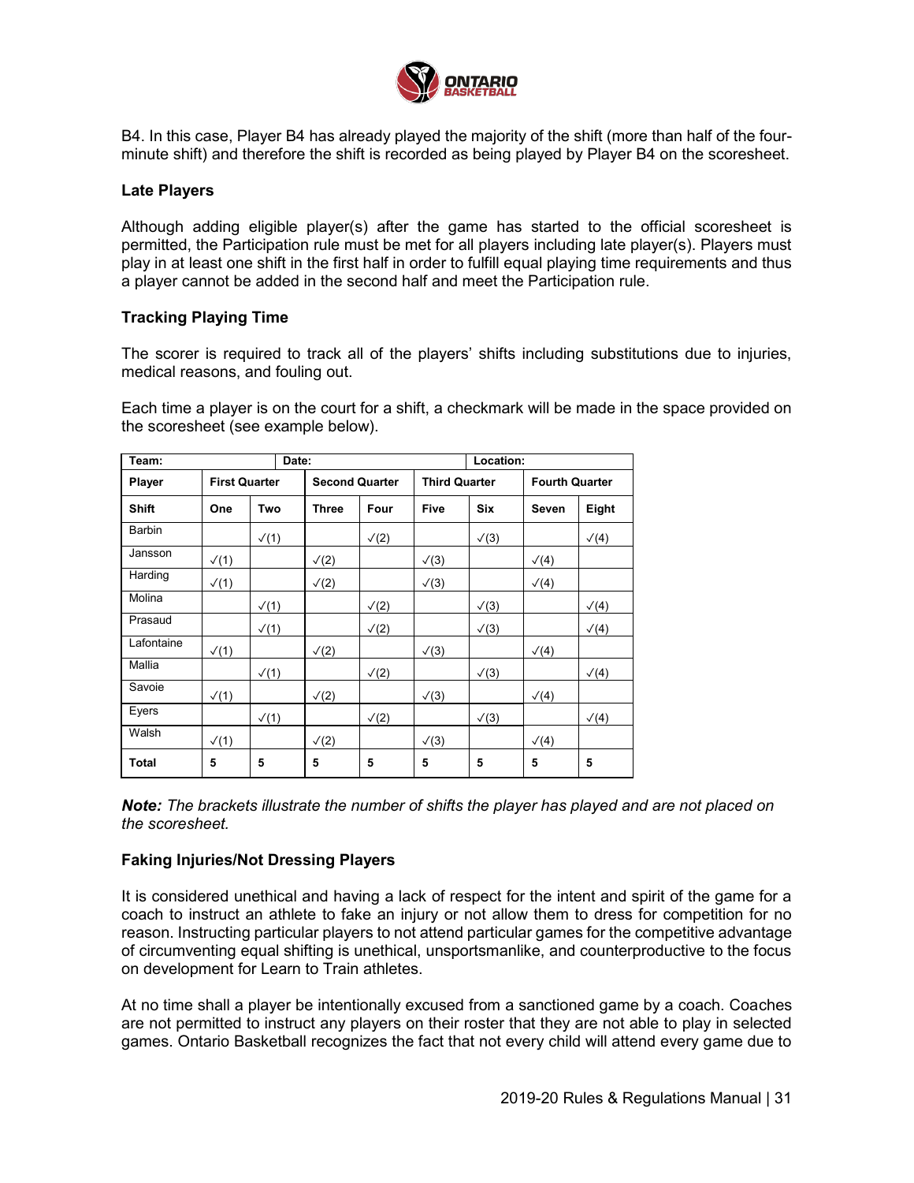B4. In this case, Player B4 has already played the majority of the shift (more than half of the four-minute shift) and therefore the shift is recorded as being played by Player B4 on the scoresheet.

**Late Players**

Although adding eligible player(s) after the game has started to the official scoresheet is permitted, the Participation rule must be met for all players including late player(s). Players must play in at least one shift in the first half in order to fulfill equal playing time requirements and thus a player cannot be added in the second half and meet the Participation rule.

**Tracking Playing Time**

The scorer is required to track all of the players' shifts including substitutions due to injuries, medical reasons, and fouling out.

Each time a player is on the court for a shift, a checkmark will be made in the space provided on the scoresheet (see example below).

| Team: | | Date: | | | Location: | | |
|---|---|---|---|---|---|---|---|
| **Player** | **First Quarter** | | **Second Quarter** | | **Third Quarter** | | **Fourth Quarter** | |
| **Shift** | **One** | **Two** | **Three** | **Four** | **Five** | **Six** | **Seven** | **Eight** |
| Barbin | | ✓(1) | | ✓(2) | | ✓(3) | | ✓(4) |
| Jansson | ✓(1) | | ✓(2) | | ✓(3) | | ✓(4) | |
| Harding | ✓(1) | | ✓(2) | | ✓(3) | | ✓(4) | |
| Molina | | ✓(1) | | ✓(2) | | ✓(3) | | ✓(4) |
| Prasaud | | ✓(1) | | ✓(2) | | ✓(3) | | ✓(4) |
| Lafontaine | ✓(1) | | ✓(2) | | ✓(3) | | ✓(4) | |
| Mallia | | ✓(1) | | ✓(2) | | ✓(3) | | ✓(4) |
| Savoie | ✓(1) | | ✓(2) | | ✓(3) | | ✓(4) | |
| Eyers | | ✓(1) | | ✓(2) | | ✓(3) | | ✓(4) |
| Walsh | ✓(1) | | ✓(2) | | ✓(3) | | ✓(4) | |
| **Total** | **5** | **5** | **5** | **5** | **5** | **5** | **5** | **5** |

***Note:*** *The brackets illustrate the number of shifts the player has played and are not placed on the scoresheet.*

**Faking Injuries/Not Dressing Players**

It is considered unethical and having a lack of respect for the intent and spirit of the game for a coach to instruct an athlete to fake an injury or not allow them to dress for competition for no reason. Instructing particular players to not attend particular games for the competitive advantage of circumventing equal shifting is unethical, unsportsmanlike, and counterproductive to the focus on development for Learn to Train athletes.

At no time shall a player be intentionally excused from a sanctioned game by a coach. Coaches are not permitted to instruct any players on their roster that they are not able to play in selected games. Ontario Basketball recognizes the fact that not every child will attend every game due to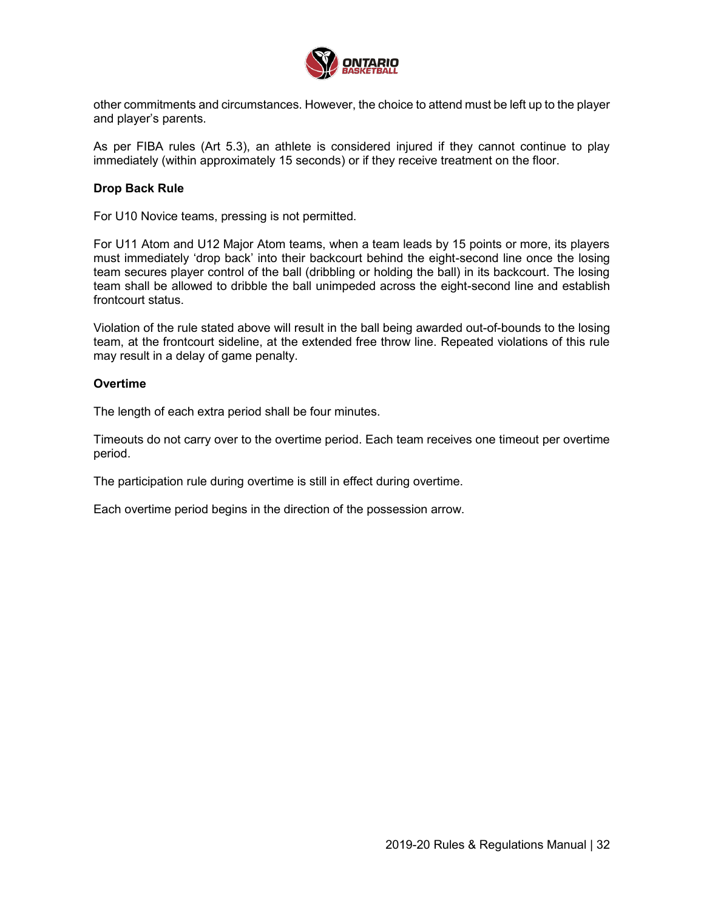other commitments and circumstances. However, the choice to attend must be left up to the player and player's parents.

As per FIBA rules (Art 5.3), an athlete is considered injured if they cannot continue to play immediately (within approximately 15 seconds) or if they receive treatment on the floor.

**Drop Back Rule**

For U10 Novice teams, pressing is not permitted.

For U11 Atom and U12 Major Atom teams, when a team leads by 15 points or more, its players must immediately 'drop back' into their backcourt behind the eight-second line once the losing team secures player control of the ball (dribbling or holding the ball) in its backcourt. The losing team shall be allowed to dribble the ball unimpeded across the eight-second line and establish frontcourt status.

Violation of the rule stated above will result in the ball being awarded out-of-bounds to the losing team, at the frontcourt sideline, at the extended free throw line. Repeated violations of this rule may result in a delay of game penalty.

**Overtime**

The length of each extra period shall be four minutes.

Timeouts do not carry over to the overtime period. Each team receives one timeout per overtime period.

The participation rule during overtime is still in effect during overtime.

Each overtime period begins in the direction of the possession arrow.